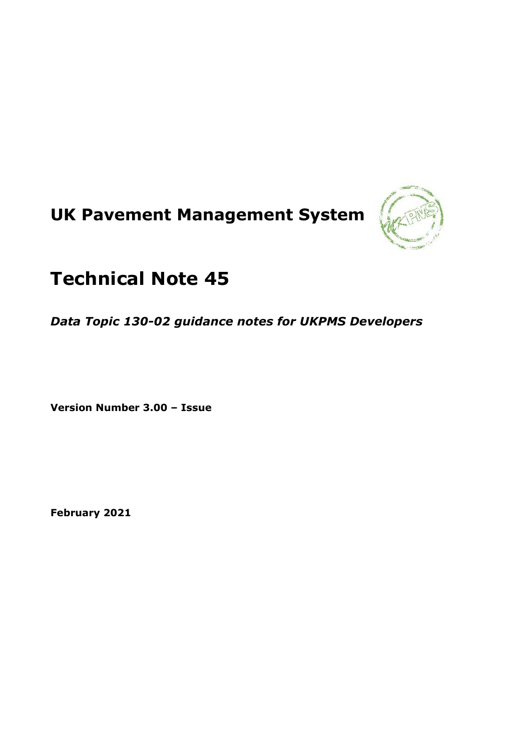# UK Pavement Management System

# Technical Note 45

***Data Topic 130-02 guidance notes for UKPMS Developers***

**Version Number 3.00 – Issue**

**February 2021**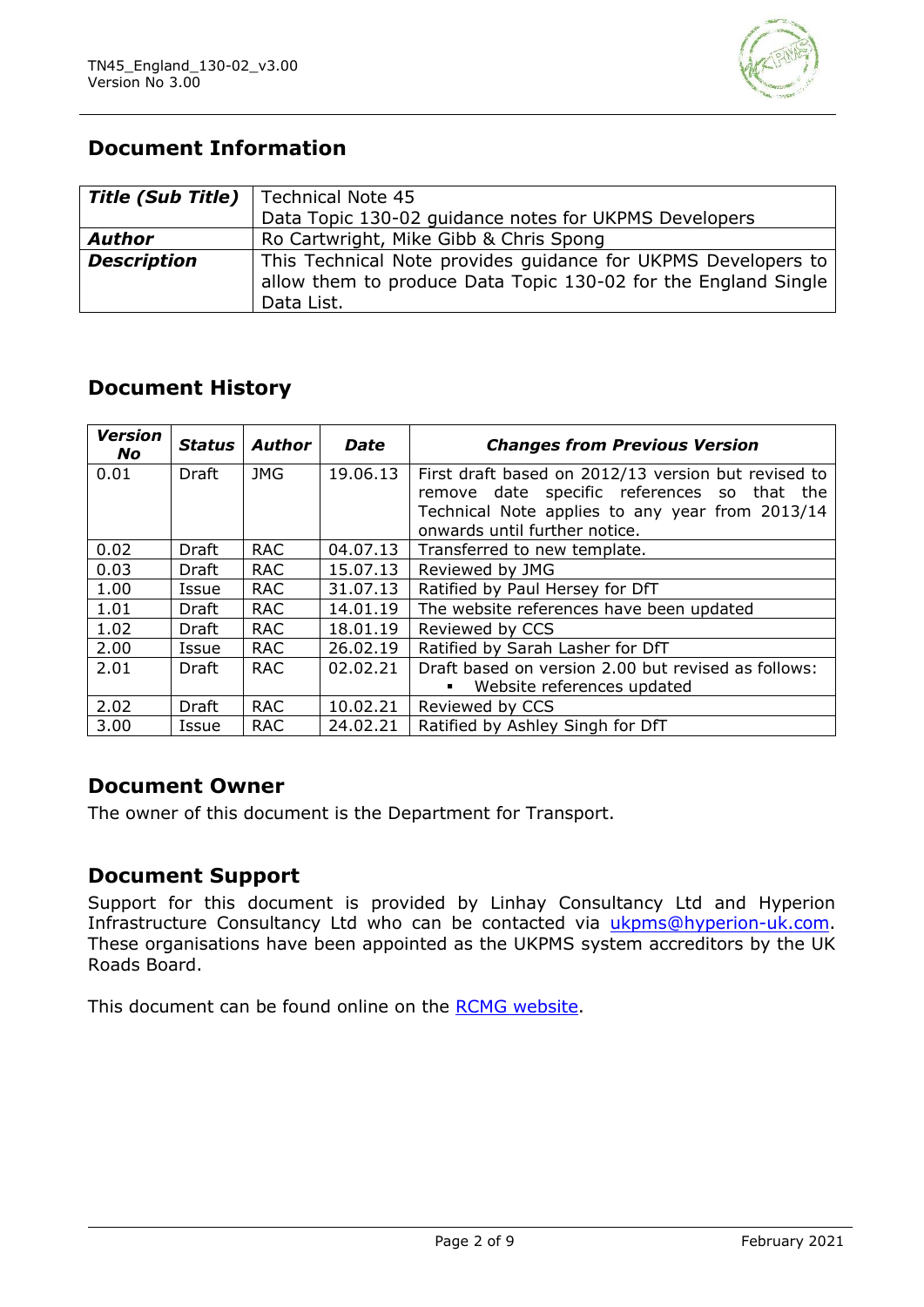## Document Information

| | |
|---|---|
| ***Title (Sub Title)*** | Technical Note 45<br>Data Topic 130-02 guidance notes for UKPMS Developers |
| ***Author*** | Ro Cartwright, Mike Gibb & Chris Spong |
| ***Description*** | This Technical Note provides guidance for UKPMS Developers to allow them to produce Data Topic 130-02 for the England Single Data List. |

## Document History

| *Version No* | *Status* | *Author* | *Date* | *Changes from Previous Version* |
|---|---|---|---|---|
| 0.01 | Draft | JMG | 19.06.13 | First draft based on 2012/13 version but revised to remove date specific references so that the Technical Note applies to any year from 2013/14 onwards until further notice. |
| 0.02 | Draft | RAC | 04.07.13 | Transferred to new template. |
| 0.03 | Draft | RAC | 15.07.13 | Reviewed by JMG |
| 1.00 | Issue | RAC | 31.07.13 | Ratified by Paul Hersey for DfT |
| 1.01 | Draft | RAC | 14.01.19 | The website references have been updated |
| 1.02 | Draft | RAC | 18.01.19 | Reviewed by CCS |
| 2.00 | Issue | RAC | 26.02.19 | Ratified by Sarah Lasher for DfT |
| 2.01 | Draft | RAC | 02.02.21 | Draft based on version 2.00 but revised as follows:<br>▪ Website references updated |
| 2.02 | Draft | RAC | 10.02.21 | Reviewed by CCS |
| 3.00 | Issue | RAC | 24.02.21 | Ratified by Ashley Singh for DfT |

## Document Owner

The owner of this document is the Department for Transport.

## Document Support

Support for this document is provided by Linhay Consultancy Ltd and Hyperion Infrastructure Consultancy Ltd who can be contacted via ukpms@hyperion-uk.com. These organisations have been appointed as the UKPMS system accreditors by the UK Roads Board.

This document can be found online on the RCMG website.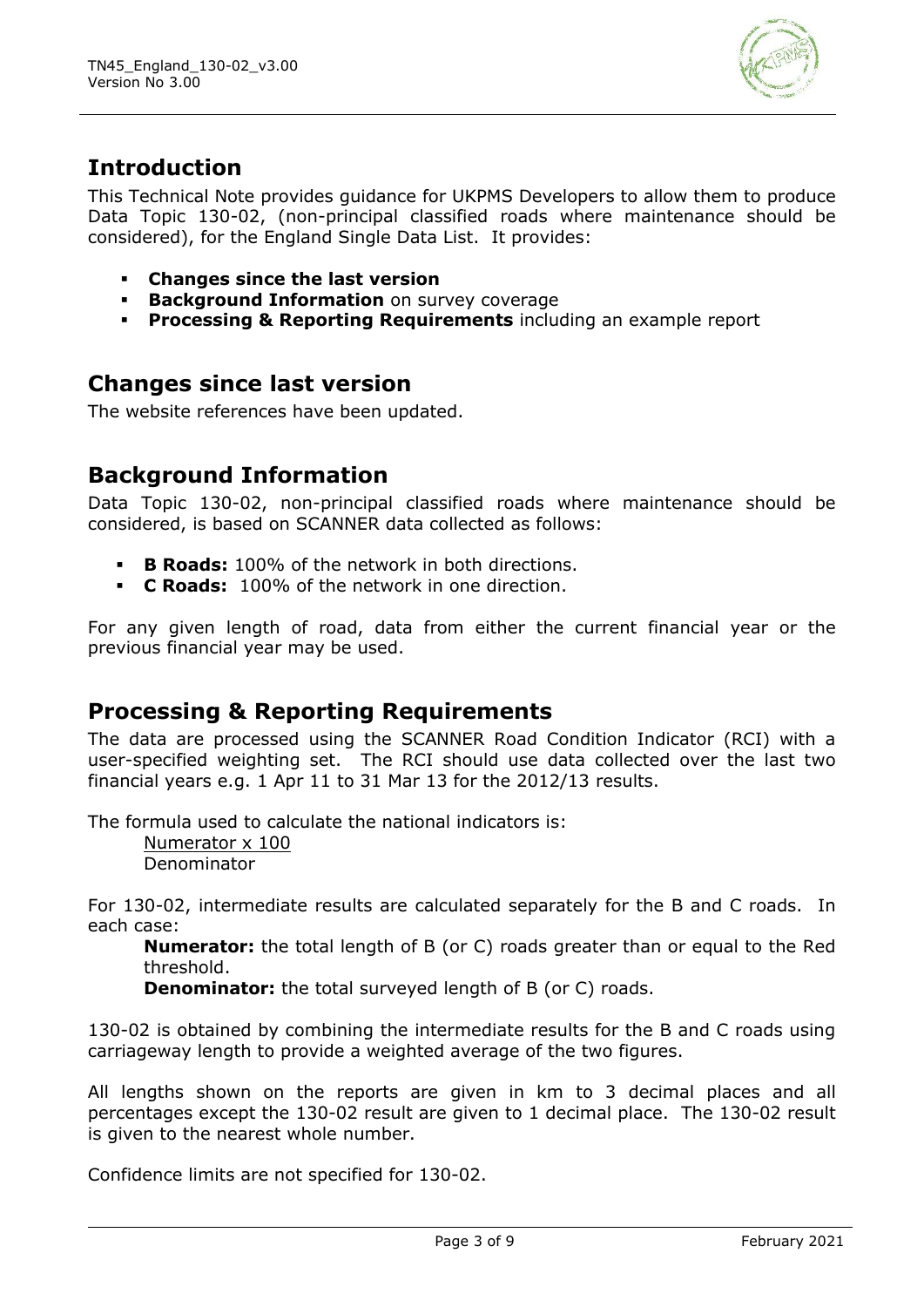## Introduction

This Technical Note provides guidance for UKPMS Developers to allow them to produce Data Topic 130-02, (non-principal classified roads where maintenance should be considered), for the England Single Data List. It provides:

- **Changes since the last version**
- **Background Information** on survey coverage
- **Processing & Reporting Requirements** including an example report

## Changes since last version

The website references have been updated.

## Background Information

Data Topic 130-02, non-principal classified roads where maintenance should be considered, is based on SCANNER data collected as follows:

- **B Roads:** 100% of the network in both directions.
- **C Roads:** 100% of the network in one direction.

For any given length of road, data from either the current financial year or the previous financial year may be used.

## Processing & Reporting Requirements

The data are processed using the SCANNER Road Condition Indicator (RCI) with a user-specified weighting set. The RCI should use data collected over the last two financial years e.g. 1 Apr 11 to 31 Mar 13 for the 2012/13 results.

The formula used to calculate the national indicators is:

$$\frac{\text{Numerator} \times 100}{\text{Denominator}}$$

For 130-02, intermediate results are calculated separately for the B and C roads. In each case:

**Numerator:** the total length of B (or C) roads greater than or equal to the Red threshold.

**Denominator:** the total surveyed length of B (or C) roads.

130-02 is obtained by combining the intermediate results for the B and C roads using carriageway length to provide a weighted average of the two figures.

All lengths shown on the reports are given in km to 3 decimal places and all percentages except the 130-02 result are given to 1 decimal place. The 130-02 result is given to the nearest whole number.

Confidence limits are not specified for 130-02.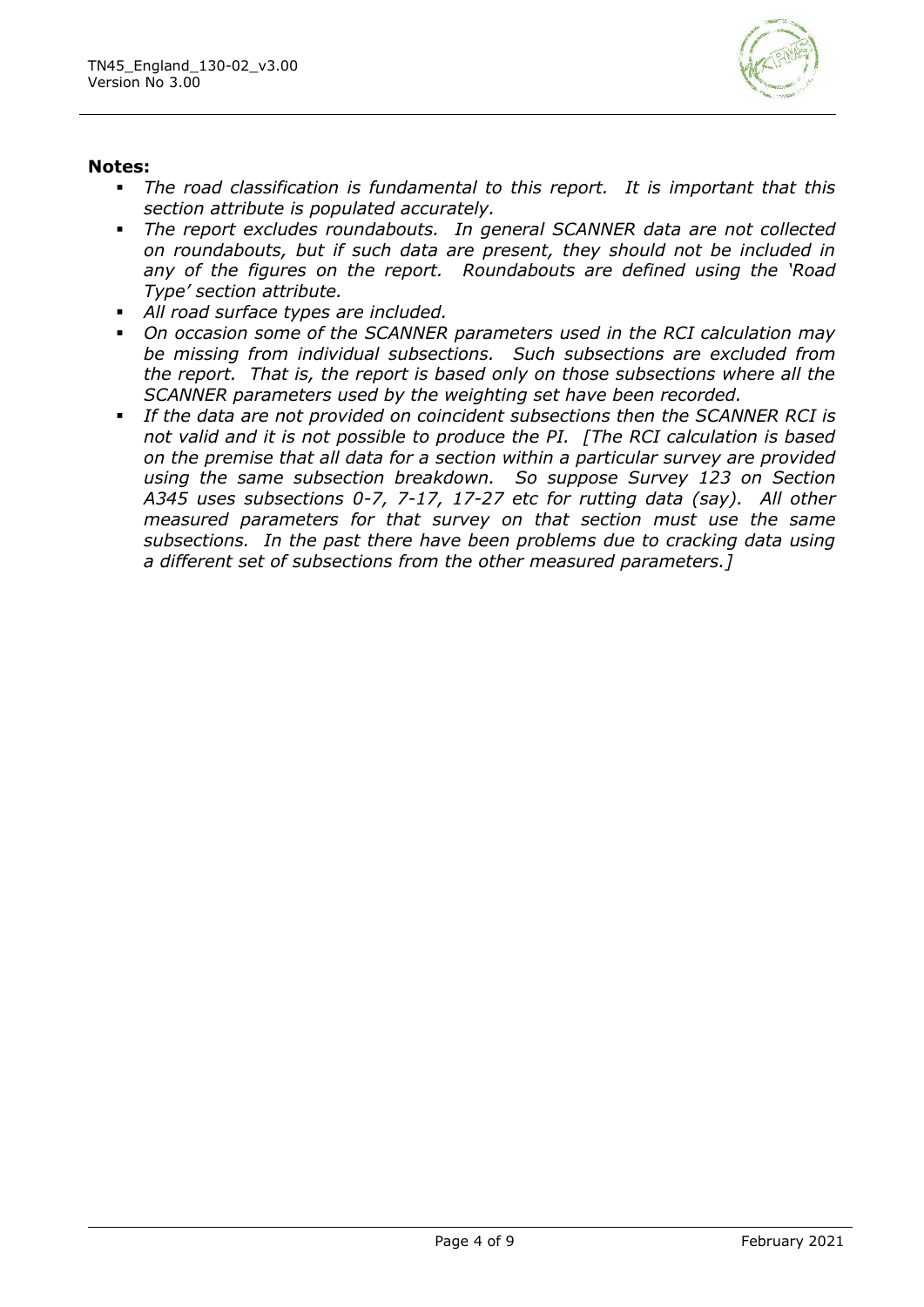**Notes:**

- *The road classification is fundamental to this report. It is important that this section attribute is populated accurately.*
- *The report excludes roundabouts. In general SCANNER data are not collected on roundabouts, but if such data are present, they should not be included in any of the figures on the report. Roundabouts are defined using the 'Road Type' section attribute.*
- *All road surface types are included.*
- *On occasion some of the SCANNER parameters used in the RCI calculation may be missing from individual subsections. Such subsections are excluded from the report. That is, the report is based only on those subsections where all the SCANNER parameters used by the weighting set have been recorded.*
- *If the data are not provided on coincident subsections then the SCANNER RCI is not valid and it is not possible to produce the PI. [The RCI calculation is based on the premise that all data for a section within a particular survey are provided using the same subsection breakdown. So suppose Survey 123 on Section A345 uses subsections 0-7, 7-17, 17-27 etc for rutting data (say). All other measured parameters for that survey on that section must use the same subsections. In the past there have been problems due to cracking data using a different set of subsections from the other measured parameters.]*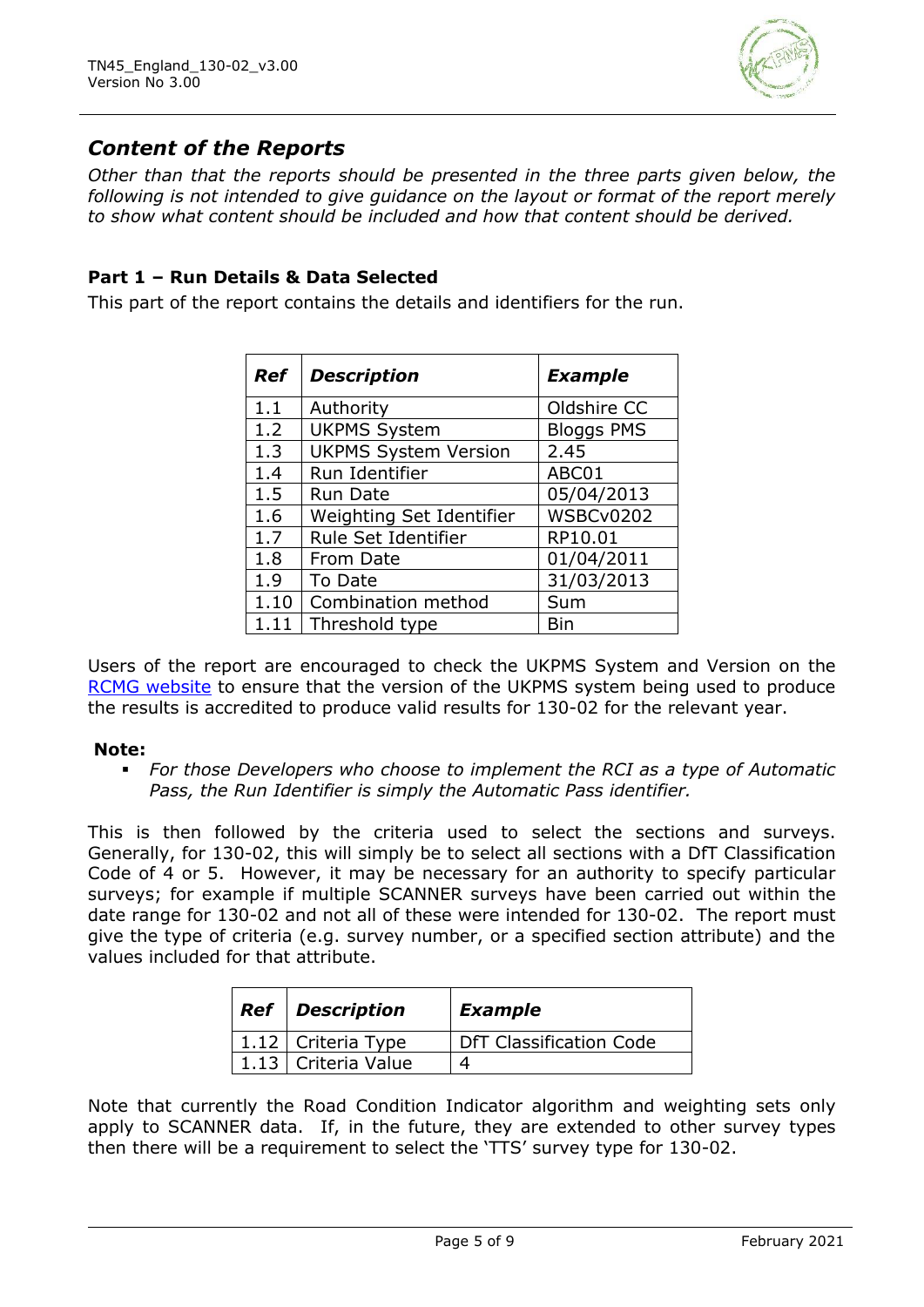## *Content of the Reports*

*Other than that the reports should be presented in the three parts given below, the following is not intended to give guidance on the layout or format of the report merely to show what content should be included and how that content should be derived.*

### Part 1 – Run Details & Data Selected

This part of the report contains the details and identifiers for the run.

| *Ref* | *Description* | *Example* |
|---|---|---|
| 1.1 | Authority | Oldshire CC |
| 1.2 | UKPMS System | Bloggs PMS |
| 1.3 | UKPMS System Version | 2.45 |
| 1.4 | Run Identifier | ABC01 |
| 1.5 | Run Date | 05/04/2013 |
| 1.6 | Weighting Set Identifier | WSBCv0202 |
| 1.7 | Rule Set Identifier | RP10.01 |
| 1.8 | From Date | 01/04/2011 |
| 1.9 | To Date | 31/03/2013 |
| 1.10 | Combination method | Sum |
| 1.11 | Threshold type | Bin |

Users of the report are encouraged to check the UKPMS System and Version on the RCMG website to ensure that the version of the UKPMS system being used to produce the results is accredited to produce valid results for 130-02 for the relevant year.

**Note:**

- *For those Developers who choose to implement the RCI as a type of Automatic Pass, the Run Identifier is simply the Automatic Pass identifier.*

This is then followed by the criteria used to select the sections and surveys. Generally, for 130-02, this will simply be to select all sections with a DfT Classification Code of 4 or 5. However, it may be necessary for an authority to specify particular surveys; for example if multiple SCANNER surveys have been carried out within the date range for 130-02 and not all of these were intended for 130-02. The report must give the type of criteria (e.g. survey number, or a specified section attribute) and the values included for that attribute.

| *Ref* | *Description* | *Example* |
|---|---|---|
| 1.12 | Criteria Type | DfT Classification Code |
| 1.13 | Criteria Value | 4 |

Note that currently the Road Condition Indicator algorithm and weighting sets only apply to SCANNER data. If, in the future, they are extended to other survey types then there will be a requirement to select the 'TTS' survey type for 130-02.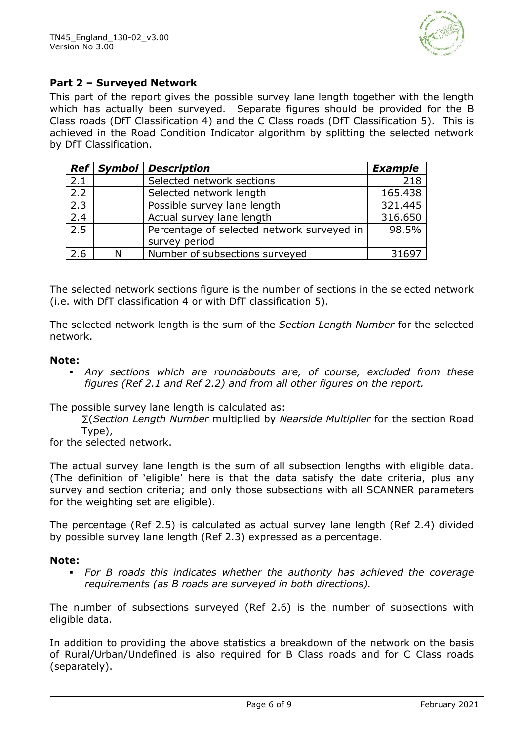**Part 2 – Surveyed Network**

This part of the report gives the possible survey lane length together with the length which has actually been surveyed. Separate figures should be provided for the B Class roads (DfT Classification 4) and the C Class roads (DfT Classification 5). This is achieved in the Road Condition Indicator algorithm by splitting the selected network by DfT Classification.

| *Ref* | *Symbol* | *Description* | *Example* |
|---|---|---|---|
| 2.1 | | Selected network sections | 218 |
| 2.2 | | Selected network length | 165.438 |
| 2.3 | | Possible survey lane length | 321.445 |
| 2.4 | | Actual survey lane length | 316.650 |
| 2.5 | | Percentage of selected network surveyed in survey period | 98.5% |
| 2.6 | N | Number of subsections surveyed | 31697 |

The selected network sections figure is the number of sections in the selected network (i.e. with DfT classification 4 or with DfT classification 5).

The selected network length is the sum of the *Section Length Number* for the selected network.

**Note:**

- *Any sections which are roundabouts are, of course, excluded from these figures (Ref 2.1 and Ref 2.2) and from all other figures on the report.*

The possible survey lane length is calculated as:

∑(*Section Length Number* multiplied by *Nearside Multiplier* for the section Road Type),

for the selected network.

The actual survey lane length is the sum of all subsection lengths with eligible data. (The definition of 'eligible' here is that the data satisfy the date criteria, plus any survey and section criteria; and only those subsections with all SCANNER parameters for the weighting set are eligible).

The percentage (Ref 2.5) is calculated as actual survey lane length (Ref 2.4) divided by possible survey lane length (Ref 2.3) expressed as a percentage.

**Note:**

- *For B roads this indicates whether the authority has achieved the coverage requirements (as B roads are surveyed in both directions).*

The number of subsections surveyed (Ref 2.6) is the number of subsections with eligible data.

In addition to providing the above statistics a breakdown of the network on the basis of Rural/Urban/Undefined is also required for B Class roads and for C Class roads (separately).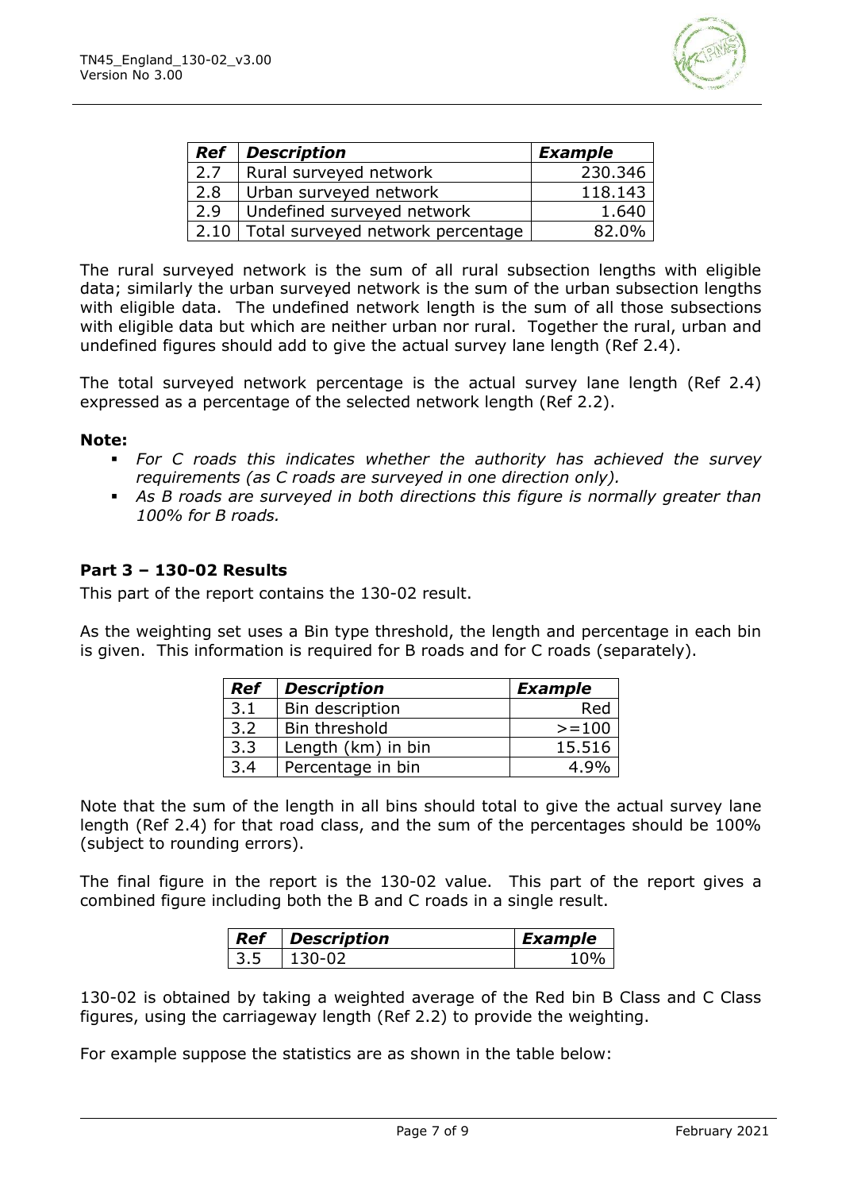| *Ref* | *Description* | *Example* |
|---|---|---|
| 2.7 | Rural surveyed network | 230.346 |
| 2.8 | Urban surveyed network | 118.143 |
| 2.9 | Undefined surveyed network | 1.640 |
| 2.10 | Total surveyed network percentage | 82.0% |

The rural surveyed network is the sum of all rural subsection lengths with eligible data; similarly the urban surveyed network is the sum of the urban subsection lengths with eligible data. The undefined network length is the sum of all those subsections with eligible data but which are neither urban nor rural. Together the rural, urban and undefined figures should add to give the actual survey lane length (Ref 2.4).

The total surveyed network percentage is the actual survey lane length (Ref 2.4) expressed as a percentage of the selected network length (Ref 2.2).

**Note:**

- *For C roads this indicates whether the authority has achieved the survey requirements (as C roads are surveyed in one direction only).*
- *As B roads are surveyed in both directions this figure is normally greater than 100% for B roads.*

**Part 3 – 130-02 Results**

This part of the report contains the 130-02 result.

As the weighting set uses a Bin type threshold, the length and percentage in each bin is given. This information is required for B roads and for C roads (separately).

| *Ref* | *Description* | *Example* |
|---|---|---|
| 3.1 | Bin description | Red |
| 3.2 | Bin threshold | >=100 |
| 3.3 | Length (km) in bin | 15.516 |
| 3.4 | Percentage in bin | 4.9% |

Note that the sum of the length in all bins should total to give the actual survey lane length (Ref 2.4) for that road class, and the sum of the percentages should be 100% (subject to rounding errors).

The final figure in the report is the 130-02 value. This part of the report gives a combined figure including both the B and C roads in a single result.

| *Ref* | *Description* | *Example* |
|---|---|---|
| 3.5 | 130-02 | 10% |

130-02 is obtained by taking a weighted average of the Red bin B Class and C Class figures, using the carriageway length (Ref 2.2) to provide the weighting.

For example suppose the statistics are as shown in the table below: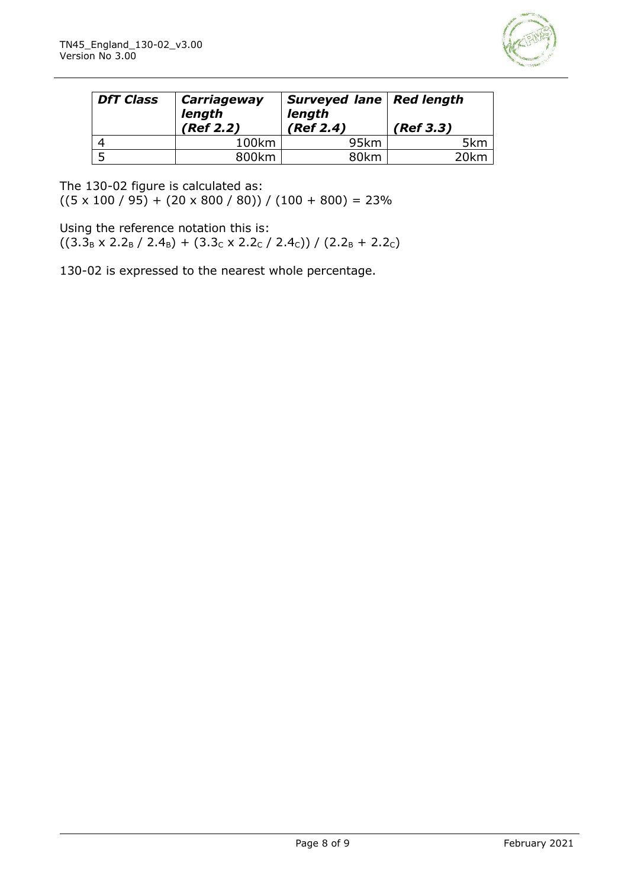| ***DfT Class*** | ***Carriageway length (Ref 2.2)*** | ***Surveyed lane length (Ref 2.4)*** | ***Red length (Ref 3.3)*** |
|---|---|---|---|
| 4 | 100km | 95km | 5km |
| 5 | 800km | 80km | 20km |

The 130-02 figure is calculated as:
((5 x 100 / 95) + (20 x 800 / 80)) / (100 + 800) = 23%

Using the reference notation this is:
$((3.3_B \times 2.2_B / 2.4_B) + (3.3_C \times 2.2_C / 2.4_C)) / (2.2_B + 2.2_C)$

130-02 is expressed to the nearest whole percentage.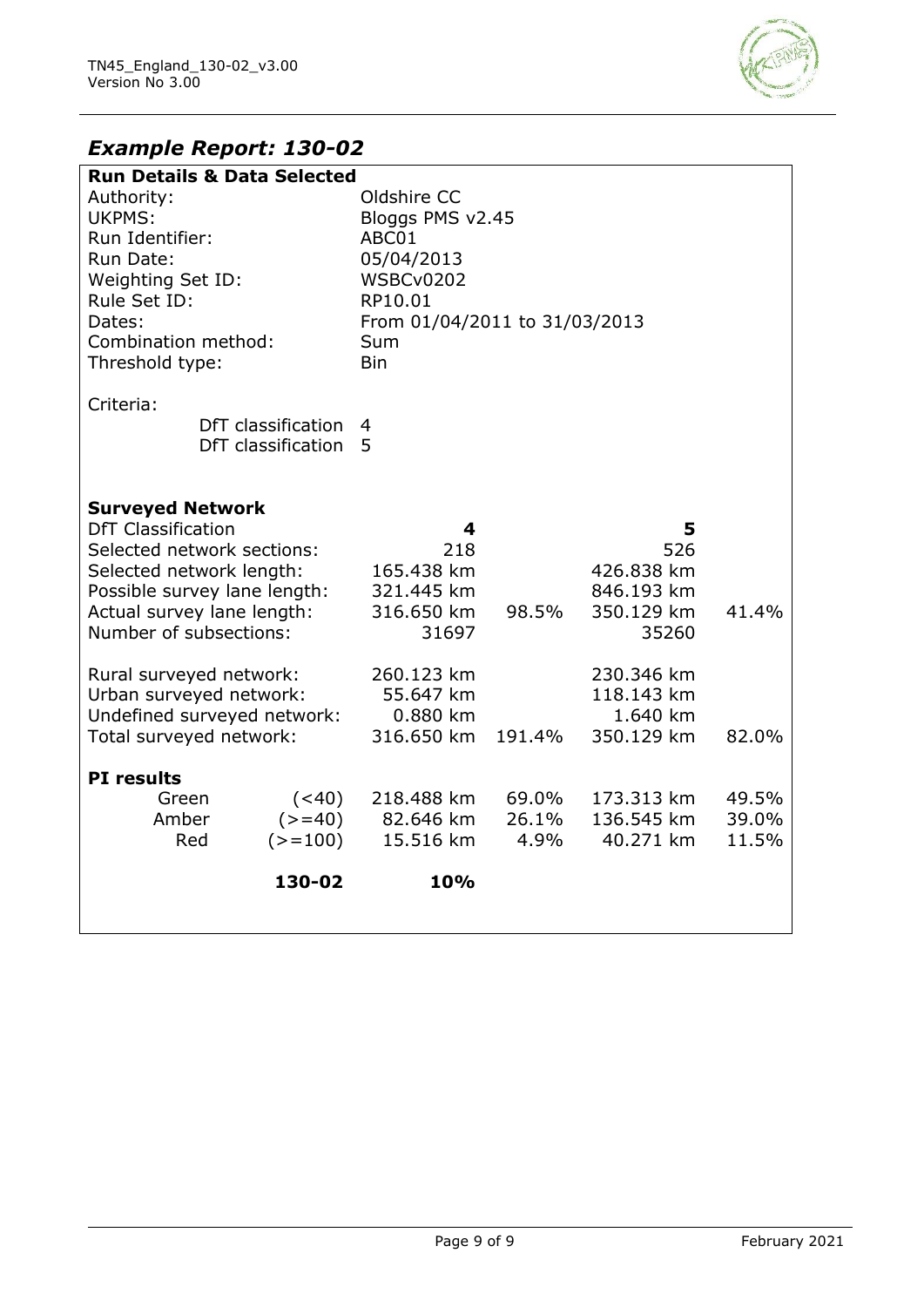## *Example Report: 130-02*

**Run Details & Data Selected**

| | |
|---|---|
| Authority: | Oldshire CC |
| UKPMS: | Bloggs PMS v2.45 |
| Run Identifier: | ABC01 |
| Run Date: | 05/04/2013 |
| Weighting Set ID: | WSBCv0202 |
| Rule Set ID: | RP10.01 |
| Dates: | From 01/04/2011 to 31/03/2013 |
| Combination method: | Sum |
| Threshold type: | Bin |

Criteria:

| | |
|---|---|
| DfT classification | 4 |
| DfT classification | 5 |

**Surveyed Network**

| DfT Classification | 4 | | 5 | |
|---|---|---|---|---|
| Selected network sections: | 218 | | 526 | |
| Selected network length: | 165.438 km | | 426.838 km | |
| Possible survey lane length: | 321.445 km | | 846.193 km | |
| Actual survey lane length: | 316.650 km | 98.5% | 350.129 km | 41.4% |
| Number of subsections: | 31697 | | 35260 | |
| | | | | |
| Rural surveyed network: | 260.123 km | | 230.346 km | |
| Urban surveyed network: | 55.647 km | | 118.143 km | |
| Undefined surveyed network: | 0.880 km | | 1.640 km | |
| Total surveyed network: | 316.650 km | 191.4% | 350.129 km | 82.0% |

**PI results**

| | | | | | |
|---|---|---|---|---|---|
| Green | (<40) | 218.488 km | 69.0% | 173.313 km | 49.5% |
| Amber | (>=40) | 82.646 km | 26.1% | 136.545 km | 39.0% |
| Red | (>=100) | 15.516 km | 4.9% | 40.271 km | 11.5% |
| | **130-02** | **10%** | | | |